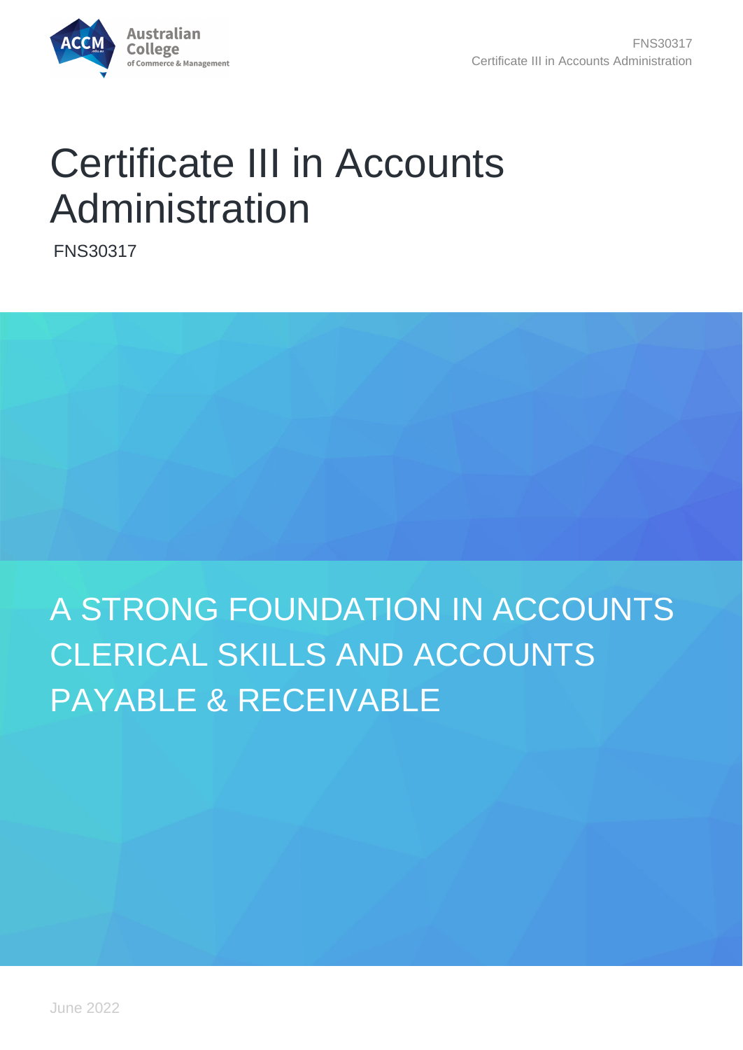# Certificate III in Accounts Administration

FNS30317

## A STRONG FOUNDATION IN ACCOUNTS CLERICAL SKILLS AND ACCOUNTS PAYABLE & RECEIVABLE

June 2022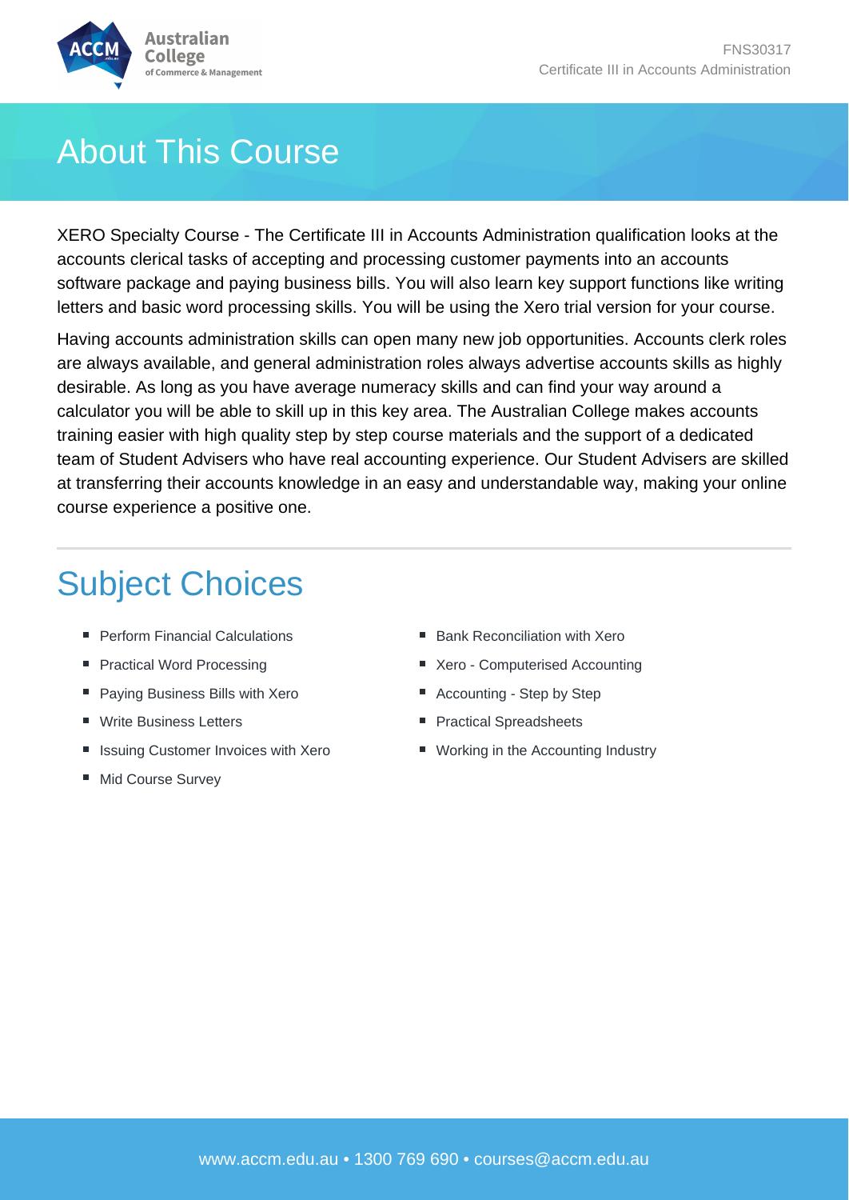# About This Course

XERO Specialty Course - The Certificate III in Accounts Administration qualification looks at the accounts clerical tasks of accepting and processing customer payments into an accounts software package and paying business bills. You will also learn key support functions like writing letters and basic word processing skills. You will be using the Xero trial version for your course.

Having accounts administration skills can open many new job opportunities. Accounts clerk roles are always available, and general administration roles always advertise accounts skills as highly desirable. As long as you have average numeracy skills and can find your way around a calculator you will be able to skill up in this key area. The Australian College makes accounts training easier with high quality step by step course materials and the support of a dedicated team of Student Advisers who have real accounting experience. Our Student Advisers are skilled at transferring their accounts knowledge in an easy and understandable way, making your online course experience a positive one.

# Subject Choices

- Perform Financial Calculations
- Practical Word Processing
- Paying Business Bills with Xero
- Write Business Letters
- Issuing Customer Invoices with Xero
- Mid Course Survey
- Bank Reconciliation with Xero
- Xero - Computerised Accounting
- Accounting - Step by Step
- Practical Spreadsheets
- Working in the Accounting Industry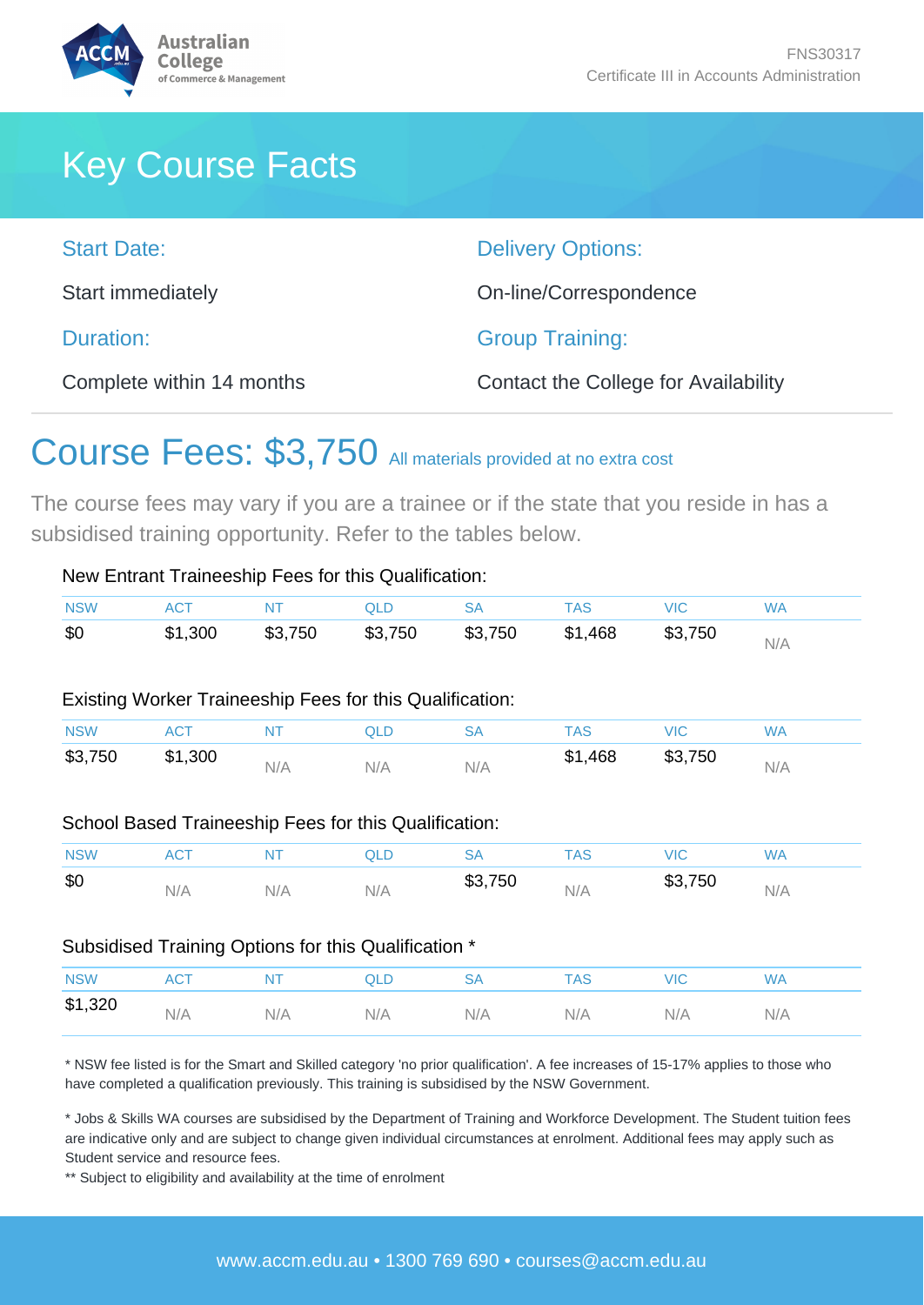# Key Course Facts

**Start Date:**

Start immediately

**Duration:**

Complete within 14 months

**Delivery Options:**

On-line/Correspondence

**Group Training:**

Contact the College for Availability

## Course Fees: $3,750 All materials provided at no extra cost

The course fees may vary if you are a trainee or if the state that you reside in has a subsidised training opportunity. Refer to the tables below.

New Entrant Traineeship Fees for this Qualification:

| NSW | ACT | NT | QLD | SA | TAS | VIC | WA |
|---|---|---|---|---|---|---|---|
| $0 | $1,300 | $3,750 | $3,750 | $3,750 | $1,468 | $3,750 | N/A |

Existing Worker Traineeship Fees for this Qualification:

| NSW | ACT | NT | QLD | SA | TAS | VIC | WA |
|---|---|---|---|---|---|---|---|
| $3,750 | $1,300 | N/A | N/A | N/A | $1,468 | $3,750 | N/A |

School Based Traineeship Fees for this Qualification:

| NSW | ACT | NT | QLD | SA | TAS | VIC | WA |
|---|---|---|---|---|---|---|---|
| $0 | N/A | N/A | N/A | $3,750 | N/A | $3,750 | N/A |

Subsidised Training Options for this Qualification *

| NSW | ACT | NT | QLD | SA | TAS | VIC | WA |
|---|---|---|---|---|---|---|---|
| $1,320 | N/A | N/A | N/A | N/A | N/A | N/A | N/A |

* NSW fee listed is for the Smart and Skilled category 'no prior qualification'. A fee increases of 15-17% applies to those who have completed a qualification previously. This training is subsidised by the NSW Government.

* Jobs & Skills WA courses are subsidised by the Department of Training and Workforce Development. The Student tuition fees are indicative only and are subject to change given individual circumstances at enrolment. Additional fees may apply such as Student service and resource fees.

** Subject to eligibility and availability at the time of enrolment

www.accm.edu.au • 1300 769 690 • courses@accm.edu.au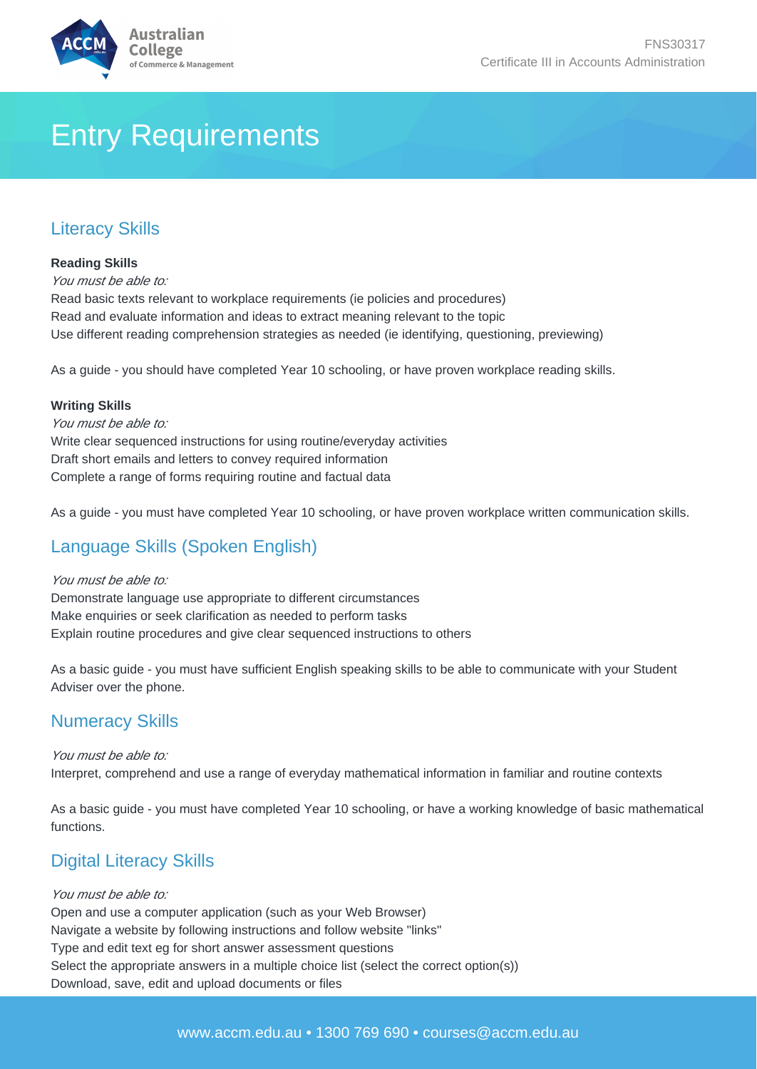# Entry Requirements

## Literacy Skills

**Reading Skills**

*You must be able to:*

Read basic texts relevant to workplace requirements (ie policies and procedures)
Read and evaluate information and ideas to extract meaning relevant to the topic
Use different reading comprehension strategies as needed (ie identifying, questioning, previewing)

As a guide - you should have completed Year 10 schooling, or have proven workplace reading skills.

**Writing Skills**

*You must be able to:*

Write clear sequenced instructions for using routine/everyday activities
Draft short emails and letters to convey required information
Complete a range of forms requiring routine and factual data

As a guide - you must have completed Year 10 schooling, or have proven workplace written communication skills.

## Language Skills (Spoken English)

*You must be able to:*

Demonstrate language use appropriate to different circumstances
Make enquiries or seek clarification as needed to perform tasks
Explain routine procedures and give clear sequenced instructions to others

As a basic guide - you must have sufficient English speaking skills to be able to communicate with your Student Adviser over the phone.

## Numeracy Skills

*You must be able to:*

Interpret, comprehend and use a range of everyday mathematical information in familiar and routine contexts

As a basic guide - you must have completed Year 10 schooling, or have a working knowledge of basic mathematical functions.

## Digital Literacy Skills

*You must be able to:*

Open and use a computer application (such as your Web Browser)
Navigate a website by following instructions and follow website "links"
Type and edit text eg for short answer assessment questions
Select the appropriate answers in a multiple choice list (select the correct option(s))
Download, save, edit and upload documents or files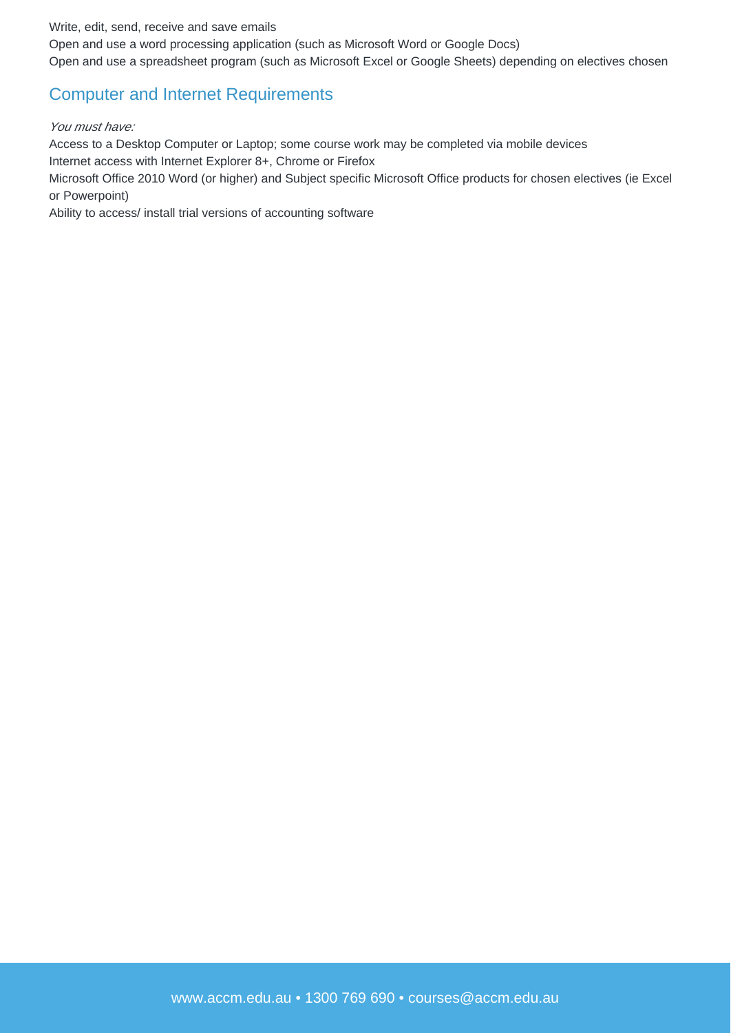Write, edit, send, receive and save emails
Open and use a word processing application (such as Microsoft Word or Google Docs)
Open and use a spreadsheet program (such as Microsoft Excel or Google Sheets) depending on electives chosen

## Computer and Internet Requirements

*You must have:*

Access to a Desktop Computer or Laptop; some course work may be completed via mobile devices
Internet access with Internet Explorer 8+, Chrome or Firefox
Microsoft Office 2010 Word (or higher) and Subject specific Microsoft Office products for chosen electives (ie Excel or Powerpoint)
Ability to access/ install trial versions of accounting software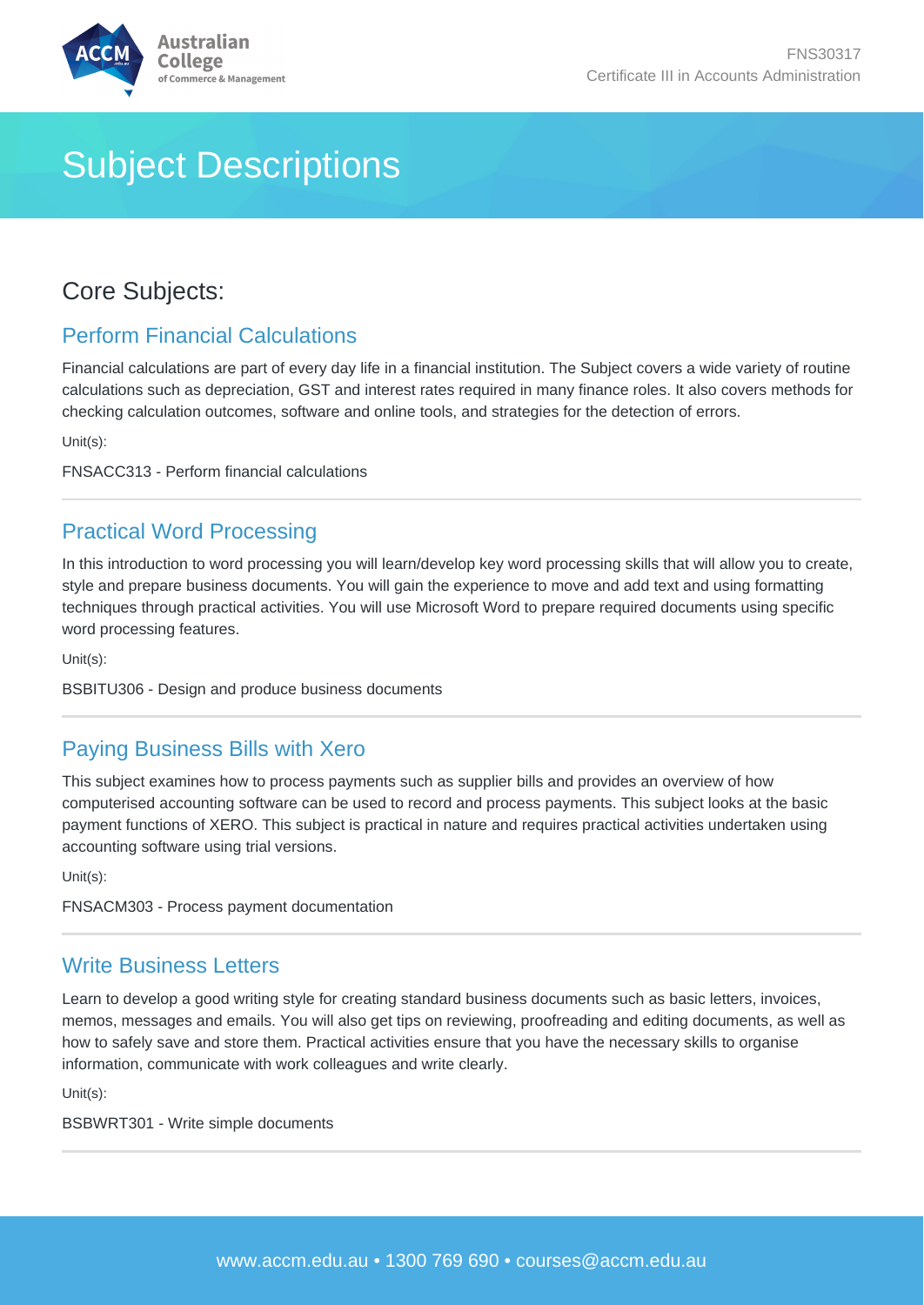# Subject Descriptions

## Core Subjects:

### Perform Financial Calculations

Financial calculations are part of every day life in a financial institution. The Subject covers a wide variety of routine calculations such as depreciation, GST and interest rates required in many finance roles. It also covers methods for checking calculation outcomes, software and online tools, and strategies for the detection of errors.

Unit(s):

FNSACC313 - Perform financial calculations

---

### Practical Word Processing

In this introduction to word processing you will learn/develop key word processing skills that will allow you to create, style and prepare business documents. You will gain the experience to move and add text and using formatting techniques through practical activities. You will use Microsoft Word to prepare required documents using specific word processing features.

Unit(s):

BSBITU306 - Design and produce business documents

---

### Paying Business Bills with Xero

This subject examines how to process payments such as supplier bills and provides an overview of how computerised accounting software can be used to record and process payments. This subject looks at the basic payment functions of XERO. This subject is practical in nature and requires practical activities undertaken using accounting software using trial versions.

Unit(s):

FNSACM303 - Process payment documentation

---

### Write Business Letters

Learn to develop a good writing style for creating standard business documents such as basic letters, invoices, memos, messages and emails. You will also get tips on reviewing, proofreading and editing documents, as well as how to safely save and store them. Practical activities ensure that you have the necessary skills to organise information, communicate with work colleagues and write clearly.

Unit(s):

BSBWRT301 - Write simple documents

---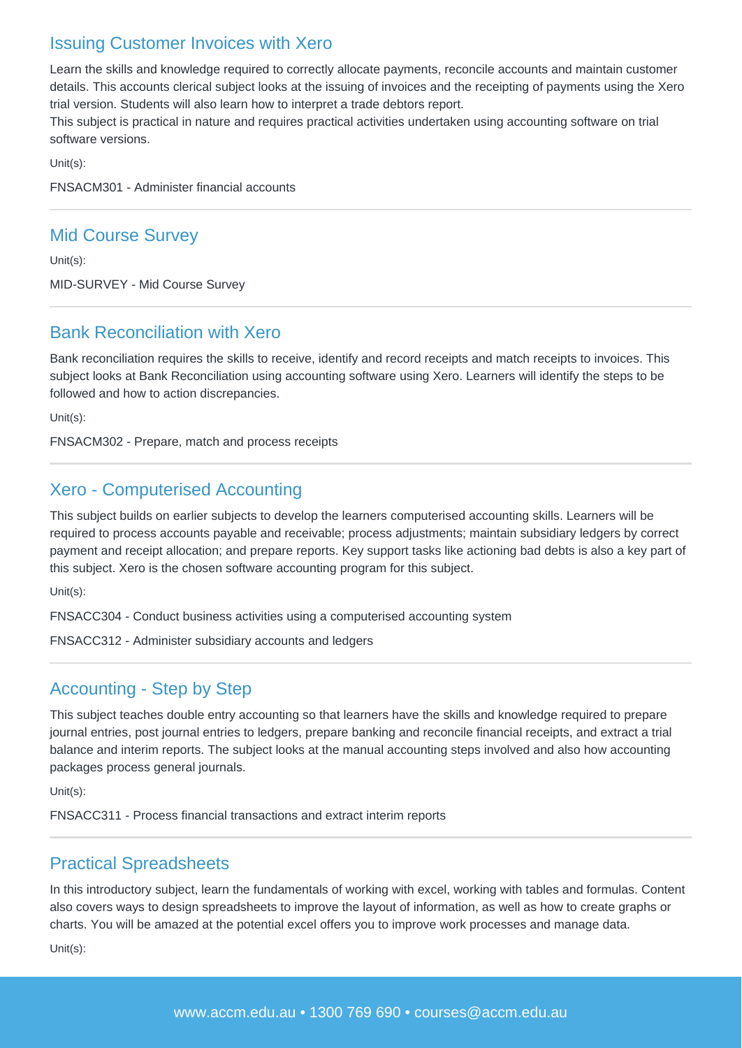## Issuing Customer Invoices with Xero

Learn the skills and knowledge required to correctly allocate payments, reconcile accounts and maintain customer details. This accounts clerical subject looks at the issuing of invoices and the receipting of payments using the Xero trial version. Students will also learn how to interpret a trade debtors report.
This subject is practical in nature and requires practical activities undertaken using accounting software on trial software versions.

Unit(s):

FNSACM301 - Administer financial accounts

---

## Mid Course Survey

Unit(s):

MID-SURVEY - Mid Course Survey

---

## Bank Reconciliation with Xero

Bank reconciliation requires the skills to receive, identify and record receipts and match receipts to invoices. This subject looks at Bank Reconciliation using accounting software using Xero. Learners will identify the steps to be followed and how to action discrepancies.

Unit(s):

FNSACM302 - Prepare, match and process receipts

---

## Xero - Computerised Accounting

This subject builds on earlier subjects to develop the learners computerised accounting skills. Learners will be required to process accounts payable and receivable; process adjustments; maintain subsidiary ledgers by correct payment and receipt allocation; and prepare reports. Key support tasks like actioning bad debts is also a key part of this subject. Xero is the chosen software accounting program for this subject.

Unit(s):

FNSACC304 - Conduct business activities using a computerised accounting system

FNSACC312 - Administer subsidiary accounts and ledgers

---

## Accounting - Step by Step

This subject teaches double entry accounting so that learners have the skills and knowledge required to prepare journal entries, post journal entries to ledgers, prepare banking and reconcile financial receipts, and extract a trial balance and interim reports. The subject looks at the manual accounting steps involved and also how accounting packages process general journals.

Unit(s):

FNSACC311 - Process financial transactions and extract interim reports

---

## Practical Spreadsheets

In this introductory subject, learn the fundamentals of working with excel, working with tables and formulas. Content also covers ways to design spreadsheets to improve the layout of information, as well as how to create graphs or charts. You will be amazed at the potential excel offers you to improve work processes and manage data.

Unit(s):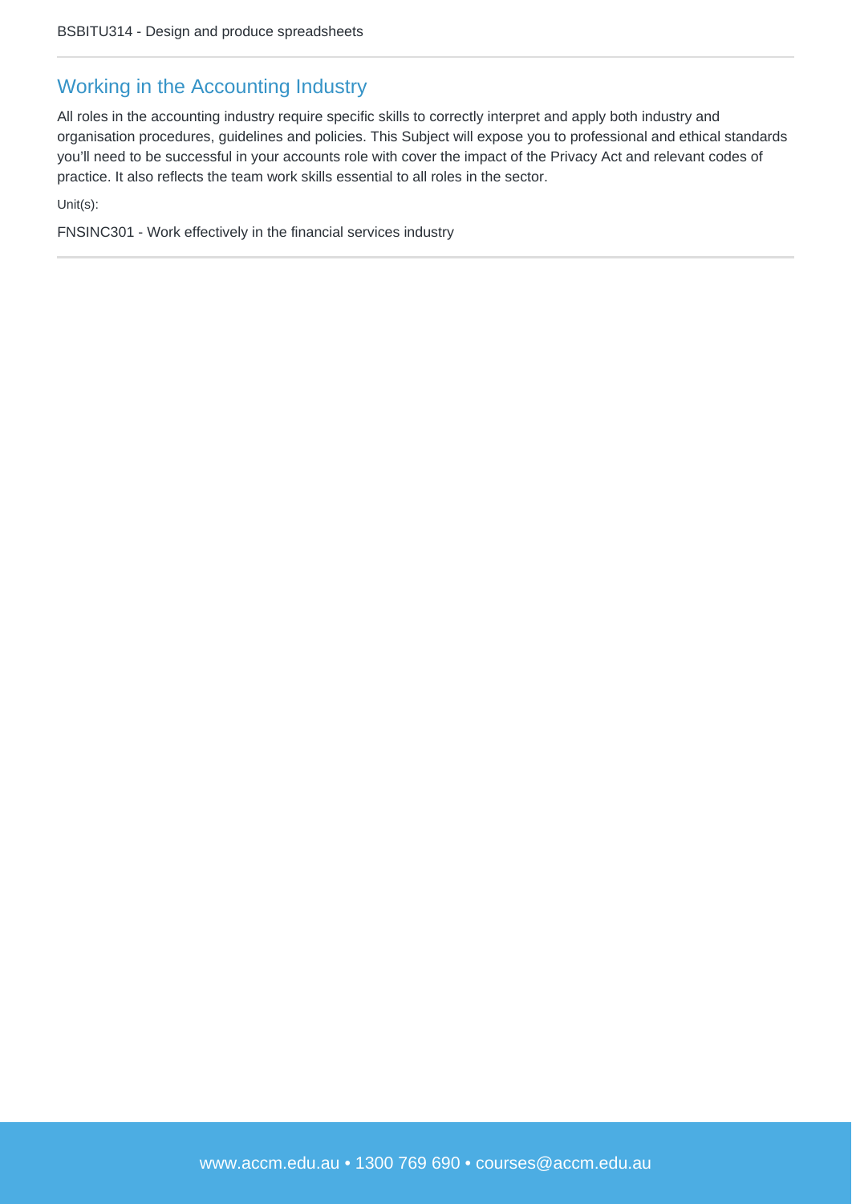BSBITU314 - Design and produce spreadsheets

## Working in the Accounting Industry

All roles in the accounting industry require specific skills to correctly interpret and apply both industry and organisation procedures, guidelines and policies. This Subject will expose you to professional and ethical standards you'll need to be successful in your accounts role with cover the impact of the Privacy Act and relevant codes of practice. It also reflects the team work skills essential to all roles in the sector.

Unit(s):

FNSINC301 - Work effectively in the financial services industry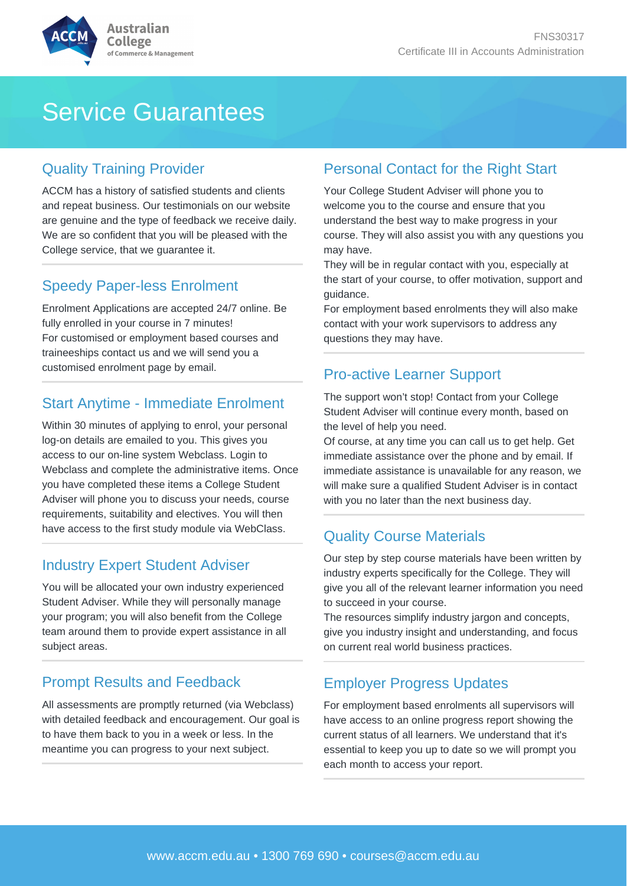# Service Guarantees

## Quality Training Provider

ACCM has a history of satisfied students and clients and repeat business. Our testimonials on our website are genuine and the type of feedback we receive daily. We are so confident that you will be pleased with the College service, that we guarantee it.

## Speedy Paper-less Enrolment

Enrolment Applications are accepted 24/7 online. Be fully enrolled in your course in 7 minutes!
For customised or employment based courses and traineeships contact us and we will send you a customised enrolment page by email.

## Start Anytime - Immediate Enrolment

Within 30 minutes of applying to enrol, your personal log-on details are emailed to you. This gives you access to our on-line system Webclass. Login to Webclass and complete the administrative items. Once you have completed these items a College Student Adviser will phone you to discuss your needs, course requirements, suitability and electives. You will then have access to the first study module via WebClass.

## Industry Expert Student Adviser

You will be allocated your own industry experienced Student Adviser. While they will personally manage your program; you will also benefit from the College team around them to provide expert assistance in all subject areas.

## Prompt Results and Feedback

All assessments are promptly returned (via Webclass) with detailed feedback and encouragement. Our goal is to have them back to you in a week or less. In the meantime you can progress to your next subject.

## Personal Contact for the Right Start

Your College Student Adviser will phone you to welcome you to the course and ensure that you understand the best way to make progress in your course. They will also assist you with any questions you may have.
They will be in regular contact with you, especially at the start of your course, to offer motivation, support and guidance.
For employment based enrolments they will also make contact with your work supervisors to address any questions they may have.

## Pro-active Learner Support

The support won't stop! Contact from your College Student Adviser will continue every month, based on the level of help you need.
Of course, at any time you can call us to get help. Get immediate assistance over the phone and by email. If immediate assistance is unavailable for any reason, we will make sure a qualified Student Adviser is in contact with you no later than the next business day.

## Quality Course Materials

Our step by step course materials have been written by industry experts specifically for the College. They will give you all of the relevant learner information you need to succeed in your course.
The resources simplify industry jargon and concepts, give you industry insight and understanding, and focus on current real world business practices.

## Employer Progress Updates

For employment based enrolments all supervisors will have access to an online progress report showing the current status of all learners. We understand that it's essential to keep you up to date so we will prompt you each month to access your report.

www.accm.edu.au • 1300 769 690 • courses@accm.edu.au